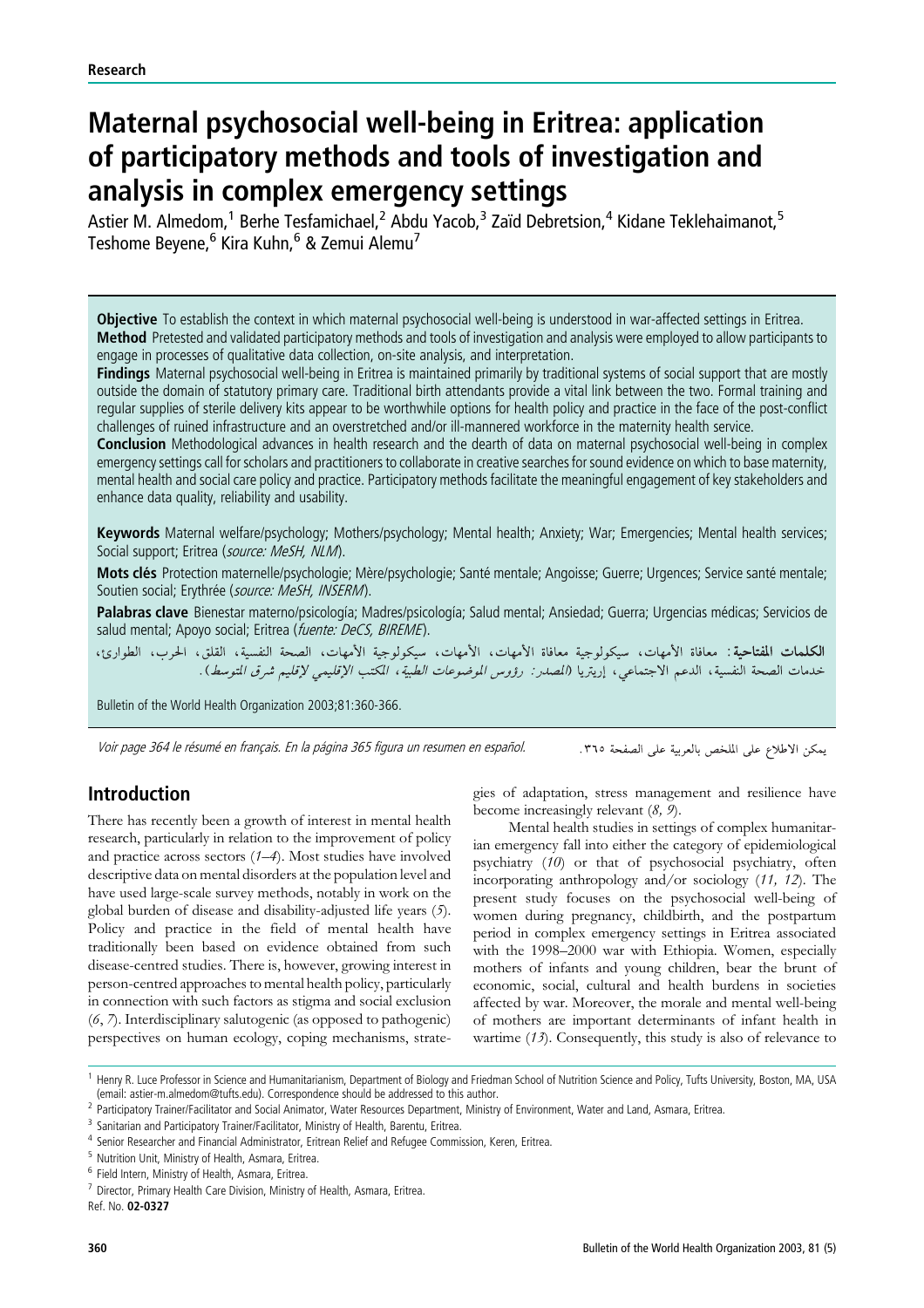**Research**

# Maternal psychosocial well-being in Eritrea: application of participatory methods and tools of investigation and analysis in complex emergency settings

Astier M. Almedom,[1] Berhe Tesfamichael,[2] Abdu Yacob,[3] Zaïd Debretsion,[4] Kidane Teklehaimanot,[5] Teshome Beyene,[6] Kira Kuhn,[6] & Zemui Alemu[7]

**Objective** To establish the context in which maternal psychosocial well-being is understood in war-affected settings in Eritrea.

**Method** Pretested and validated participatory methods and tools of investigation and analysis were employed to allow participants to engage in processes of qualitative data collection, on-site analysis, and interpretation.

**Findings** Maternal psychosocial well-being in Eritrea is maintained primarily by traditional systems of social support that are mostly outside the domain of statutory primary care. Traditional birth attendants provide a vital link between the two. Formal training and regular supplies of sterile delivery kits appear to be worthwhile options for health policy and practice in the face of the post-conflict challenges of ruined infrastructure and an overstretched and/or ill-mannered workforce in the maternity health service.

**Conclusion** Methodological advances in health research and the dearth of data on maternal psychosocial well-being in complex emergency settings call for scholars and practitioners to collaborate in creative searches for sound evidence on which to base maternity, mental health and social care policy and practice. Participatory methods facilitate the meaningful engagement of key stakeholders and enhance data quality, reliability and usability.

**Keywords** Maternal welfare/psychology; Mothers/psychology; Mental health; Anxiety; War; Emergencies; Mental health services; Social support; Eritrea (*source: MeSH, NLM*).

**Mots clés** Protection maternelle/psychologie; Mère/psychologie; Santé mentale; Angoisse; Guerre; Urgences; Service santé mentale; Soutien social; Erythrée (*source: MeSH, INSERM*).

**Palabras clave** Bienestar materno/psicología; Madres/psicología; Salud mental; Ansiedad; Guerra; Urgencias médicas; Servicios de salud mental; Apoyo social; Eritrea (*fuente: DeCS, BIREME*).

**الكلمات المفتاحية**: معافاة الأمهات، سيكولوجية معافاة الأمهات، الأمهات، سيكولوجية الأمهات، الصحة النفسية، القلق، الحرب، الطوارئ، خدمات الصحة النفسية، الدعم الاجتماعي، إريتريا (*المصدر: رؤوس الموضوعات الطبية، المكتب الإقليمي لإقليم شرق المتوسط*).

Bulletin of the World Health Organization 2003;81:360-366.

*Voir page 364 le résumé en français. En la página 365 figura un resumen en español.*

يمكن الاطلاع على الملخص بالعربية على الصفحة ٣٦٥.

## Introduction

There has recently been a growth of interest in mental health research, particularly in relation to the improvement of policy and practice across sectors (*1–4*). Most studies have involved descriptive data on mental disorders at the population level and have used large-scale survey methods, notably in work on the global burden of disease and disability-adjusted life years (*5*). Policy and practice in the field of mental health have traditionally been based on evidence obtained from such disease-centred studies. There is, however, growing interest in person-centred approaches to mental health policy, particularly in connection with such factors as stigma and social exclusion (*6*, *7*). Interdisciplinary salutogenic (as opposed to pathogenic) perspectives on human ecology, coping mechanisms, strategies of adaptation, stress management and resilience have become increasingly relevant (*8, 9*).

Mental health studies in settings of complex humanitarian emergency fall into either the category of epidemiological psychiatry (*10*) or that of psychosocial psychiatry, often incorporating anthropology and/or sociology (*11, 12*). The present study focuses on the psychosocial well-being of women during pregnancy, childbirth, and the postpartum period in complex emergency settings in Eritrea associated with the 1998–2000 war with Ethiopia. Women, especially mothers of infants and young children, bear the brunt of economic, social, cultural and health burdens in societies affected by war. Moreover, the morale and mental well-being of mothers are important determinants of infant health in wartime (*13*). Consequently, this study is also of relevance to

[1] Henry R. Luce Professor in Science and Humanitarianism, Department of Biology and Friedman School of Nutrition Science and Policy, Tufts University, Boston, MA, USA (email: astier-m.almedom@tufts.edu). Correspondence should be addressed to this author.

[2] Participatory Trainer/Facilitator and Social Animator, Water Resources Department, Ministry of Environment, Water and Land, Asmara, Eritrea.

[3] Sanitarian and Participatory Trainer/Facilitator, Ministry of Health, Barentu, Eritrea.

[4] Senior Researcher and Financial Administrator, Eritrean Relief and Refugee Commission, Keren, Eritrea.

[5] Nutrition Unit, Ministry of Health, Asmara, Eritrea.

[6] Field Intern, Ministry of Health, Asmara, Eritrea.

[7] Director, Primary Health Care Division, Ministry of Health, Asmara, Eritrea.

Ref. No. **02-0327**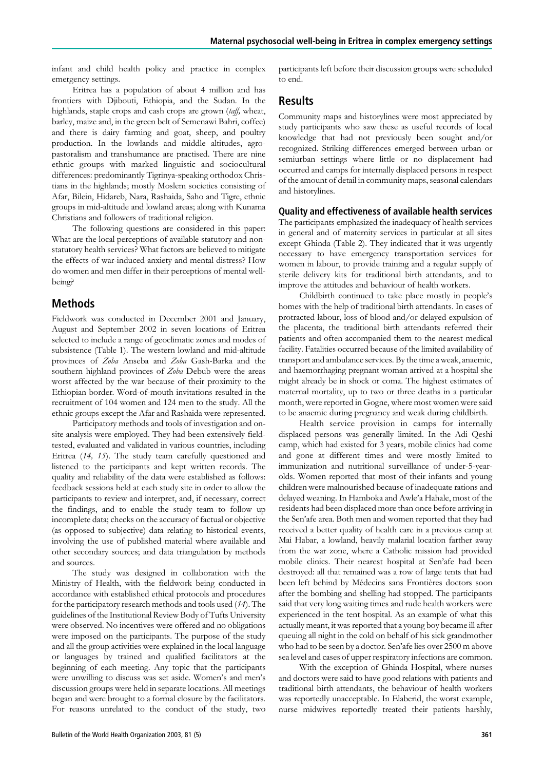infant and child health policy and practice in complex emergency settings.

Eritrea has a population of about 4 million and has frontiers with Djibouti, Ethiopia, and the Sudan. In the highlands, staple crops and cash crops are grown (*taff,* wheat, barley, maize and, in the green belt of Semenawi Bahri, coffee) and there is dairy farming and goat, sheep, and poultry production. In the lowlands and middle altitudes, agro-pastoralism and transhumance are practised. There are nine ethnic groups with marked linguistic and sociocultural differences: predominantly Tigrinya-speaking orthodox Christians in the highlands; mostly Moslem societies consisting of Afar, Bilein, Hidareb, Nara, Rashaida, Saho and Tigre, ethnic groups in mid-altitude and lowland areas; along with Kunama Christians and followers of traditional religion.

The following questions are considered in this paper: What are the local perceptions of available statutory and non-statutory health services? What factors are believed to mitigate the effects of war-induced anxiety and mental distress? How do women and men differ in their perceptions of mental well-being?

## Methods

Fieldwork was conducted in December 2001 and January, August and September 2002 in seven locations of Eritrea selected to include a range of geoclimatic zones and modes of subsistence (Table 1). The western lowland and mid-altitude provinces of *Zoba* Anseba and *Zoba* Gash-Barka and the southern highland provinces of *Zoba* Debub were the areas worst affected by the war because of their proximity to the Ethiopian border. Word-of-mouth invitations resulted in the recruitment of 104 women and 124 men to the study. All the ethnic groups except the Afar and Rashaida were represented.

Participatory methods and tools of investigation and on-site analysis were employed. They had been extensively field-tested, evaluated and validated in various countries, including Eritrea (*14, 15*). The study team carefully questioned and listened to the participants and kept written records. The quality and reliability of the data were established as follows: feedback sessions held at each study site in order to allow the participants to review and interpret, and, if necessary, correct the findings, and to enable the study team to follow up incomplete data; checks on the accuracy of factual or objective (as opposed to subjective) data relating to historical events, involving the use of published material where available and other secondary sources; and data triangulation by methods and sources.

The study was designed in collaboration with the Ministry of Health, with the fieldwork being conducted in accordance with established ethical protocols and procedures for the participatory research methods and tools used (*14*). The guidelines of the Institutional Review Body of Tufts University were observed. No incentives were offered and no obligations were imposed on the participants. The purpose of the study and all the group activities were explained in the local language or languages by trained and qualified facilitators at the beginning of each meeting. Any topic that the participants were unwilling to discuss was set aside. Women's and men's discussion groups were held in separate locations. All meetings began and were brought to a formal closure by the facilitators. For reasons unrelated to the conduct of the study, two participants left before their discussion groups were scheduled to end.

## Results

Community maps and historylines were most appreciated by study participants who saw these as useful records of local knowledge that had not previously been sought and/or recognized. Striking differences emerged between urban or semiurban settings where little or no displacement had occurred and camps for internally displaced persons in respect of the amount of detail in community maps, seasonal calendars and historylines.

### Quality and effectiveness of available health services

The participants emphasized the inadequacy of health services in general and of maternity services in particular at all sites except Ghinda (Table 2). They indicated that it was urgently necessary to have emergency transportation services for women in labour, to provide training and a regular supply of sterile delivery kits for traditional birth attendants, and to improve the attitudes and behaviour of health workers.

Childbirth continued to take place mostly in people's homes with the help of traditional birth attendants. In cases of protracted labour, loss of blood and/or delayed expulsion of the placenta, the traditional birth attendants referred their patients and often accompanied them to the nearest medical facility. Fatalities occurred because of the limited availability of transport and ambulance services. By the time a weak, anaemic, and haemorrhaging pregnant woman arrived at a hospital she might already be in shock or coma. The highest estimates of maternal mortality, up to two or three deaths in a particular month, were reported in Gogne, where most women were said to be anaemic during pregnancy and weak during childbirth.

Health service provision in camps for internally displaced persons was generally limited. In the Adi Qeshi camp, which had existed for 3 years, mobile clinics had come and gone at different times and were mostly limited to immunization and nutritional surveillance of under-5-year-olds. Women reported that most of their infants and young children were malnourished because of inadequate rations and delayed weaning. In Hamboka and Awle'a Hahale, most of the residents had been displaced more than once before arriving in the Sen'afe area. Both men and women reported that they had received a better quality of health care in a previous camp at Mai Habar, a lowland, heavily malarial location farther away from the war zone, where a Catholic mission had provided mobile clinics. Their nearest hospital at Sen'afe had been destroyed: all that remained was a row of large tents that had been left behind by Médecins sans Frontières doctors soon after the bombing and shelling had stopped. The participants said that very long waiting times and rude health workers were experienced in the tent hospital. As an example of what this actually meant, it was reported that a young boy became ill after queuing all night in the cold on behalf of his sick grandmother who had to be seen by a doctor. Sen'afe lies over 2500 m above sea level and cases of upper respiratory infections are common.

With the exception of Ghinda Hospital, where nurses and doctors were said to have good relations with patients and traditional birth attendants, the behaviour of health workers was reportedly unacceptable. In Elaberid, the worst example, nurse midwives reportedly treated their patients harshly,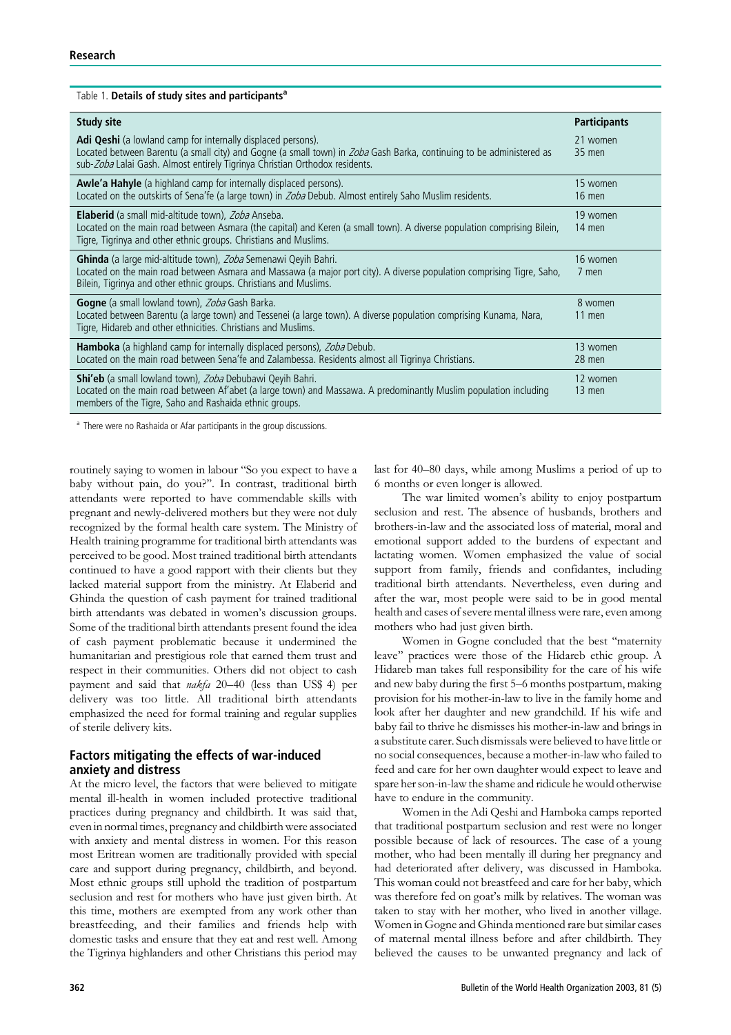Table 1. **Details of study sites and participants[a]**

| Study site | Participants |
|---|---|
| **Adi Qeshi** (a lowland camp for internally displaced persons). Located between Barentu (a small city) and Gogne (a small town) in *Zoba* Gash Barka, continuing to be administered as sub-*Zoba* Lalai Gash. Almost entirely Tigrinya Christian Orthodox residents. | 21 women 35 men |
| **Awle'a Hahyle** (a highland camp for internally displaced persons). Located on the outskirts of Sena'fe (a large town) in *Zoba* Debub. Almost entirely Saho Muslim residents. | 15 women 16 men |
| **Elaberid** (a small mid-altitude town), *Zoba* Anseba. Located on the main road between Asmara (the capital) and Keren (a small town). A diverse population comprising Bilein, Tigre, Tigrinya and other ethnic groups. Christians and Muslims. | 19 women 14 men |
| **Ghinda** (a large mid-altitude town), *Zoba* Semenawi Qeyih Bahri. Located on the main road between Asmara and Massawa (a major port city). A diverse population comprising Tigre, Saho, Bilein, Tigrinya and other ethnic groups. Christians and Muslims. | 16 women 7 men |
| **Gogne** (a small lowland town), *Zoba* Gash Barka. Located between Barentu (a large town) and Tessenei (a large town). A diverse population comprising Kunama, Nara, Tigre, Hidareb and other ethnicities. Christians and Muslims. | 8 women 11 men |
| **Hamboka** (a highland camp for internally displaced persons), *Zoba* Debub. Located on the main road between Sena'fe and Zalambessa. Residents almost all Tigrinya Christians. | 13 women 28 men |
| **Shi'eb** (a small lowland town), *Zoba* Debubawi Qeyih Bahri. Located on the main road between Af'abet (a large town) and Massawa. A predominantly Muslim population including members of the Tigre, Saho and Rashaida ethnic groups. | 12 women 13 men |

[a] There were no Rashaida or Afar participants in the group discussions.

routinely saying to women in labour "So you expect to have a baby without pain, do you?". In contrast, traditional birth attendants were reported to have commendable skills with pregnant and newly-delivered mothers but they were not duly recognized by the formal health care system. The Ministry of Health training programme for traditional birth attendants was perceived to be good. Most trained traditional birth attendants continued to have a good rapport with their clients but they lacked material support from the ministry. At Elaberid and Ghinda the question of cash payment for trained traditional birth attendants was debated in women's discussion groups. Some of the traditional birth attendants present found the idea of cash payment problematic because it undermined the humanitarian and prestigious role that earned them trust and respect in their communities. Others did not object to cash payment and said that *nakfa* 20–40 (less than US$ 4) per delivery was too little. All traditional birth attendants emphasized the need for formal training and regular supplies of sterile delivery kits.

## Factors mitigating the effects of war-induced anxiety and distress

At the micro level, the factors that were believed to mitigate mental ill-health in women included protective traditional practices during pregnancy and childbirth. It was said that, even in normal times, pregnancy and childbirth were associated with anxiety and mental distress in women. For this reason most Eritrean women are traditionally provided with special care and support during pregnancy, childbirth, and beyond. Most ethnic groups still uphold the tradition of postpartum seclusion and rest for mothers who have just given birth. At this time, mothers are exempted from any work other than breastfeeding, and their families and friends help with domestic tasks and ensure that they eat and rest well. Among the Tigrinya highlanders and other Christians this period may last for 40–80 days, while among Muslims a period of up to 6 months or even longer is allowed.

The war limited women's ability to enjoy postpartum seclusion and rest. The absence of husbands, brothers and brothers-in-law and the associated loss of material, moral and emotional support added to the burdens of expectant and lactating women. Women emphasized the value of social support from family, friends and confidantes, including traditional birth attendants. Nevertheless, even during and after the war, most people were said to be in good mental health and cases of severe mental illness were rare, even among mothers who had just given birth.

Women in Gogne concluded that the best "maternity leave" practices were those of the Hidareb ethic group. A Hidareb man takes full responsibility for the care of his wife and new baby during the first 5–6 months postpartum, making provision for his mother-in-law to live in the family home and look after her daughter and new grandchild. If his wife and baby fail to thrive he dismisses his mother-in-law and brings in a substitute carer. Such dismissals were believed to have little or no social consequences, because a mother-in-law who failed to feed and care for her own daughter would expect to leave and spare her son-in-law the shame and ridicule he would otherwise have to endure in the community.

Women in the Adi Qeshi and Hamboka camps reported that traditional postpartum seclusion and rest were no longer possible because of lack of resources. The case of a young mother, who had been mentally ill during her pregnancy and had deteriorated after delivery, was discussed in Hamboka. This woman could not breastfeed and care for her baby, which was therefore fed on goat's milk by relatives. The woman was taken to stay with her mother, who lived in another village. Women in Gogne and Ghinda mentioned rare but similar cases of maternal mental illness before and after childbirth. They believed the causes to be unwanted pregnancy and lack of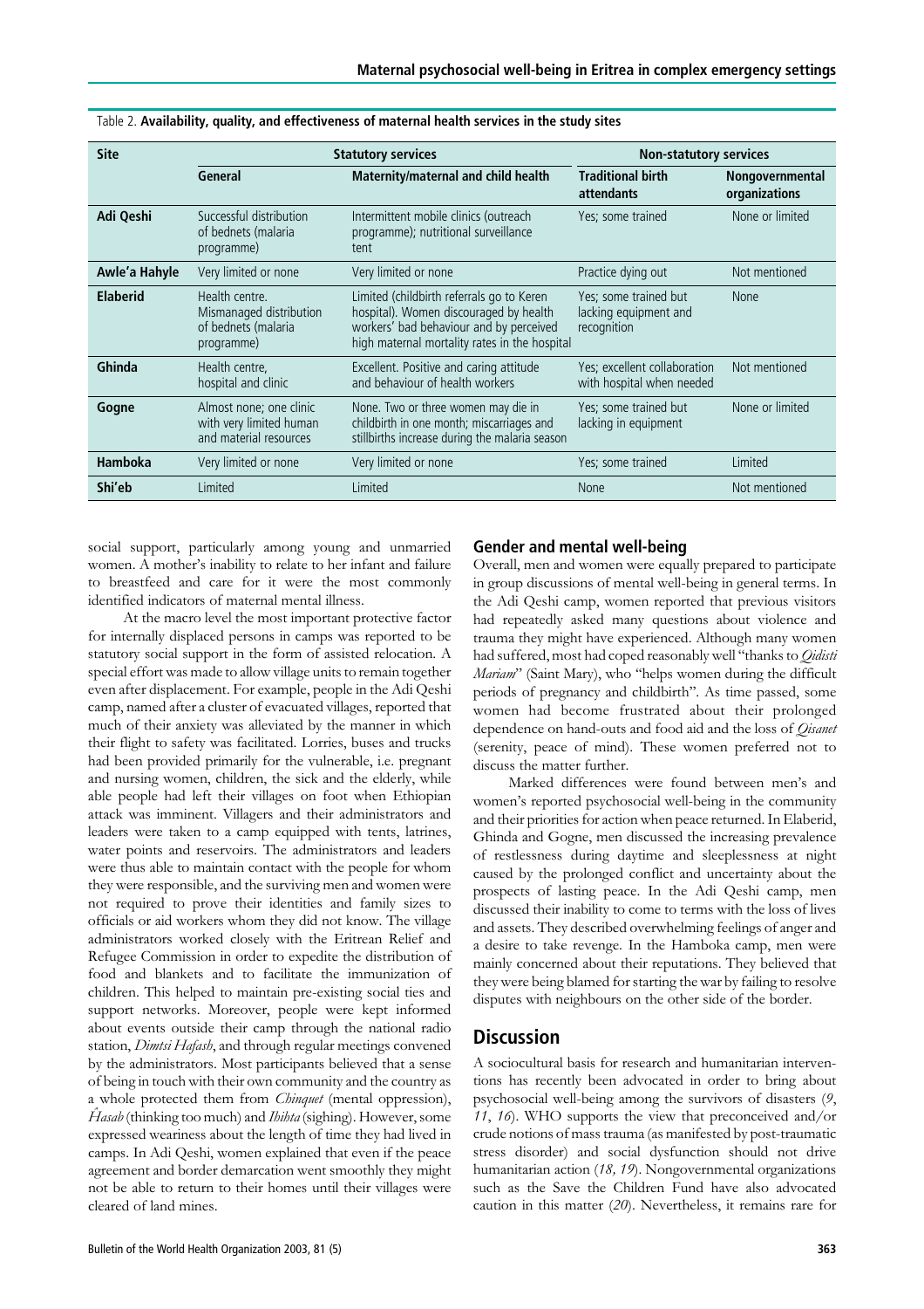Table 2. **Availability, quality, and effectiveness of maternal health services in the study sites**

| Site | Statutory services | | Non-statutory services | |
|---|---|---|---|---|
| | General | Maternity/maternal and child health | Traditional birth attendants | Nongovernmental organizations |
| **Adi Qeshi** | Successful distribution of bednets (malaria programme) | Intermittent mobile clinics (outreach programme); nutritional surveillance tent | Yes; some trained | None or limited |
| **Awle'a Hahyle** | Very limited or none | Very limited or none | Practice dying out | Not mentioned |
| **Elaberid** | Health centre. Mismanaged distribution of bednets (malaria programme) | Limited (childbirth referrals go to Keren hospital). Women discouraged by health workers' bad behaviour and by perceived high maternal mortality rates in the hospital | Yes; some trained but lacking equipment and recognition | None |
| **Ghinda** | Health centre, hospital and clinic | Excellent. Positive and caring attitude and behaviour of health workers | Yes; excellent collaboration with hospital when needed | Not mentioned |
| **Gogne** | Almost none; one clinic with very limited human and material resources | None. Two or three women may die in childbirth in one month; miscarriages and stillbirths increase during the malaria season | Yes; some trained but lacking in equipment | None or limited |
| **Hamboka** | Very limited or none | Very limited or none | Yes; some trained | Limited |
| **Shi'eb** | Limited | Limited | None | Not mentioned |

social support, particularly among young and unmarried women. A mother's inability to relate to her infant and failure to breastfeed and care for it were the most commonly identified indicators of maternal mental illness.

At the macro level the most important protective factor for internally displaced persons in camps was reported to be statutory social support in the form of assisted relocation. A special effort was made to allow village units to remain together even after displacement. For example, people in the Adi Qeshi camp, named after a cluster of evacuated villages, reported that much of their anxiety was alleviated by the manner in which their flight to safety was facilitated. Lorries, buses and trucks had been provided primarily for the vulnerable, i.e. pregnant and nursing women, children, the sick and the elderly, while able people had left their villages on foot when Ethiopian attack was imminent. Villagers and their administrators and leaders were taken to a camp equipped with tents, latrines, water points and reservoirs. The administrators and leaders were thus able to maintain contact with the people for whom they were responsible, and the surviving men and women were not required to prove their identities and family sizes to officials or aid workers whom they did not know. The village administrators worked closely with the Eritrean Relief and Refugee Commission in order to expedite the distribution of food and blankets and to facilitate the immunization of children. This helped to maintain pre-existing social ties and support networks. Moreover, people were kept informed about events outside their camp through the national radio station, *Dimtsi Hafash*, and through regular meetings convened by the administrators. Most participants believed that a sense of being in touch with their own community and the country as a whole protected them from *Chinquet* (mental oppression), *Ĥasab* (thinking too much) and *Ihihta* (sighing). However, some expressed weariness about the length of time they had lived in camps. In Adi Qeshi, women explained that even if the peace agreement and border demarcation went smoothly they might not be able to return to their homes until their villages were cleared of land mines.

### Gender and mental well-being

Overall, men and women were equally prepared to participate in group discussions of mental well-being in general terms. In the Adi Qeshi camp, women reported that previous visitors had repeatedly asked many questions about violence and trauma they might have experienced. Although many women had suffered, most had coped reasonably well "thanks to *Qidisti Mariam*" (Saint Mary), who "helps women during the difficult periods of pregnancy and childbirth". As time passed, some women had become frustrated about their prolonged dependence on hand-outs and food aid and the loss of *Qisanet* (serenity, peace of mind). These women preferred not to discuss the matter further.

Marked differences were found between men's and women's reported psychosocial well-being in the community and their priorities for action when peace returned. In Elaberid, Ghinda and Gogne, men discussed the increasing prevalence of restlessness during daytime and sleeplessness at night caused by the prolonged conflict and uncertainty about the prospects of lasting peace. In the Adi Qeshi camp, men discussed their inability to come to terms with the loss of lives and assets. They described overwhelming feelings of anger and a desire to take revenge. In the Hamboka camp, men were mainly concerned about their reputations. They believed that they were being blamed for starting the war by failing to resolve disputes with neighbours on the other side of the border.

## Discussion

A sociocultural basis for research and humanitarian interventions has recently been advocated in order to bring about psychosocial well-being among the survivors of disasters (*9*, *11*, *16*). WHO supports the view that preconceived and/or crude notions of mass trauma (as manifested by post-traumatic stress disorder) and social dysfunction should not drive humanitarian action (*18, 19*). Nongovernmental organizations such as the Save the Children Fund have also advocated caution in this matter (*20*). Nevertheless, it remains rare for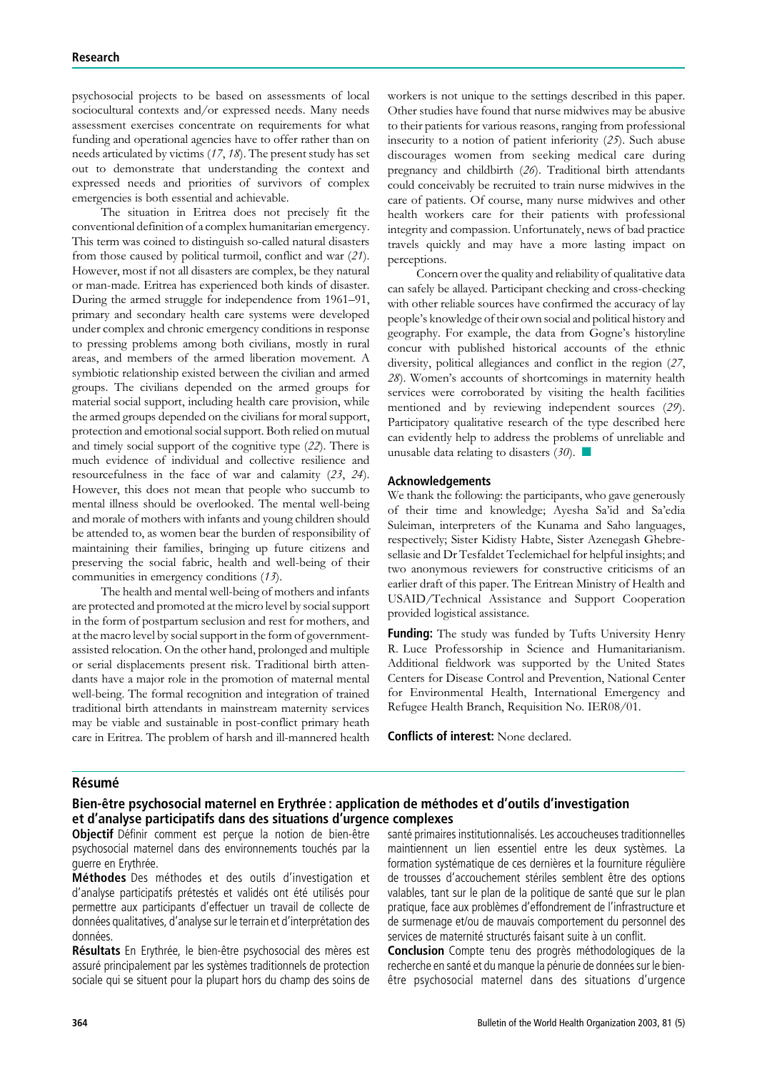psychosocial projects to be based on assessments of local sociocultural contexts and/or expressed needs. Many needs assessment exercises concentrate on requirements for what funding and operational agencies have to offer rather than on needs articulated by victims (*17*, *18*). The present study has set out to demonstrate that understanding the context and expressed needs and priorities of survivors of complex emergencies is both essential and achievable.

The situation in Eritrea does not precisely fit the conventional definition of a complex humanitarian emergency. This term was coined to distinguish so-called natural disasters from those caused by political turmoil, conflict and war (*21*). However, most if not all disasters are complex, be they natural or man-made. Eritrea has experienced both kinds of disaster. During the armed struggle for independence from 1961–91, primary and secondary health care systems were developed under complex and chronic emergency conditions in response to pressing problems among both civilians, mostly in rural areas, and members of the armed liberation movement. A symbiotic relationship existed between the civilian and armed groups. The civilians depended on the armed groups for material social support, including health care provision, while the armed groups depended on the civilians for moral support, protection and emotional social support. Both relied on mutual and timely social support of the cognitive type (*22*). There is much evidence of individual and collective resilience and resourcefulness in the face of war and calamity (*23*, *24*). However, this does not mean that people who succumb to mental illness should be overlooked. The mental well-being and morale of mothers with infants and young children should be attended to, as women bear the burden of responsibility of maintaining their families, bringing up future citizens and preserving the social fabric, health and well-being of their communities in emergency conditions (*13*).

The health and mental well-being of mothers and infants are protected and promoted at the micro level by social support in the form of postpartum seclusion and rest for mothers, and at the macro level by social support in the form of government-assisted relocation. On the other hand, prolonged and multiple or serial displacements present risk. Traditional birth attendants have a major role in the promotion of maternal mental well-being. The formal recognition and integration of trained traditional birth attendants in mainstream maternity services may be viable and sustainable in post-conflict primary heath care in Eritrea. The problem of harsh and ill-mannered health workers is not unique to the settings described in this paper. Other studies have found that nurse midwives may be abusive to their patients for various reasons, ranging from professional insecurity to a notion of patient inferiority (*25*). Such abuse discourages women from seeking medical care during pregnancy and childbirth (*26*). Traditional birth attendants could conceivably be recruited to train nurse midwives in the care of patients. Of course, many nurse midwives and other health workers care for their patients with professional integrity and compassion. Unfortunately, news of bad practice travels quickly and may have a more lasting impact on perceptions.

Concern over the quality and reliability of qualitative data can safely be allayed. Participant checking and cross-checking with other reliable sources have confirmed the accuracy of lay people's knowledge of their own social and political history and geography. For example, the data from Gogne's historyline concur with published historical accounts of the ethnic diversity, political allegiances and conflict in the region (*27*, *28*). Women's accounts of shortcomings in maternity health services were corroborated by visiting the health facilities mentioned and by reviewing independent sources (*29*). Participatory qualitative research of the type described here can evidently help to address the problems of unreliable and unusable data relating to disasters (*30*). ■

## Acknowledgements

We thank the following: the participants, who gave generously of their time and knowledge; Ayesha Sa'id and Sa'edia Suleiman, interpreters of the Kunama and Saho languages, respectively; Sister Kidisty Habte, Sister Azenegash Ghebresellasie and Dr Tesfaldet Teclemichael for helpful insights; and two anonymous reviewers for constructive criticisms of an earlier draft of this paper. The Eritrean Ministry of Health and USAID/Technical Assistance and Support Cooperation provided logistical assistance.

**Funding:** The study was funded by Tufts University Henry R. Luce Professorship in Science and Humanitarianism. Additional fieldwork was supported by the United States Centers for Disease Control and Prevention, National Center for Environmental Health, International Emergency and Refugee Health Branch, Requisition No. IER08/01.

**Conflicts of interest:** None declared.

## Résumé

### Bien-être psychosocial maternel en Erythrée : application de méthodes et d'outils d'investigation et d'analyse participatifs dans des situations d'urgence complexes

**Objectif** Définir comment est perçue la notion de bien-être psychosocial maternel dans des environnements touchés par la guerre en Erythrée.

**Méthodes** Des méthodes et des outils d'investigation et d'analyse participatifs prétestés et validés ont été utilisés pour permettre aux participants d'effectuer un travail de collecte de données qualitatives, d'analyse sur le terrain et d'interprétation des données.

**Résultats** En Erythrée, le bien-être psychosocial des mères est assuré principalement par les systèmes traditionnels de protection sociale qui se situent pour la plupart hors du champ des soins de santé primaires institutionnalisés. Les accoucheuses traditionnelles maintiennent un lien essentiel entre les deux systèmes. La formation systématique de ces dernières et la fourniture régulière de trousses d'accouchement stériles semblent être des options valables, tant sur le plan de la politique de santé que sur le plan pratique, face aux problèmes d'effondrement de l'infrastructure et de surmenage et/ou de mauvais comportement du personnel des services de maternité structurés faisant suite à un conflit.

**Conclusion** Compte tenu des progrès méthodologiques de la recherche en santé et du manque la pénurie de données sur le bien-être psychosocial maternel dans des situations d'urgence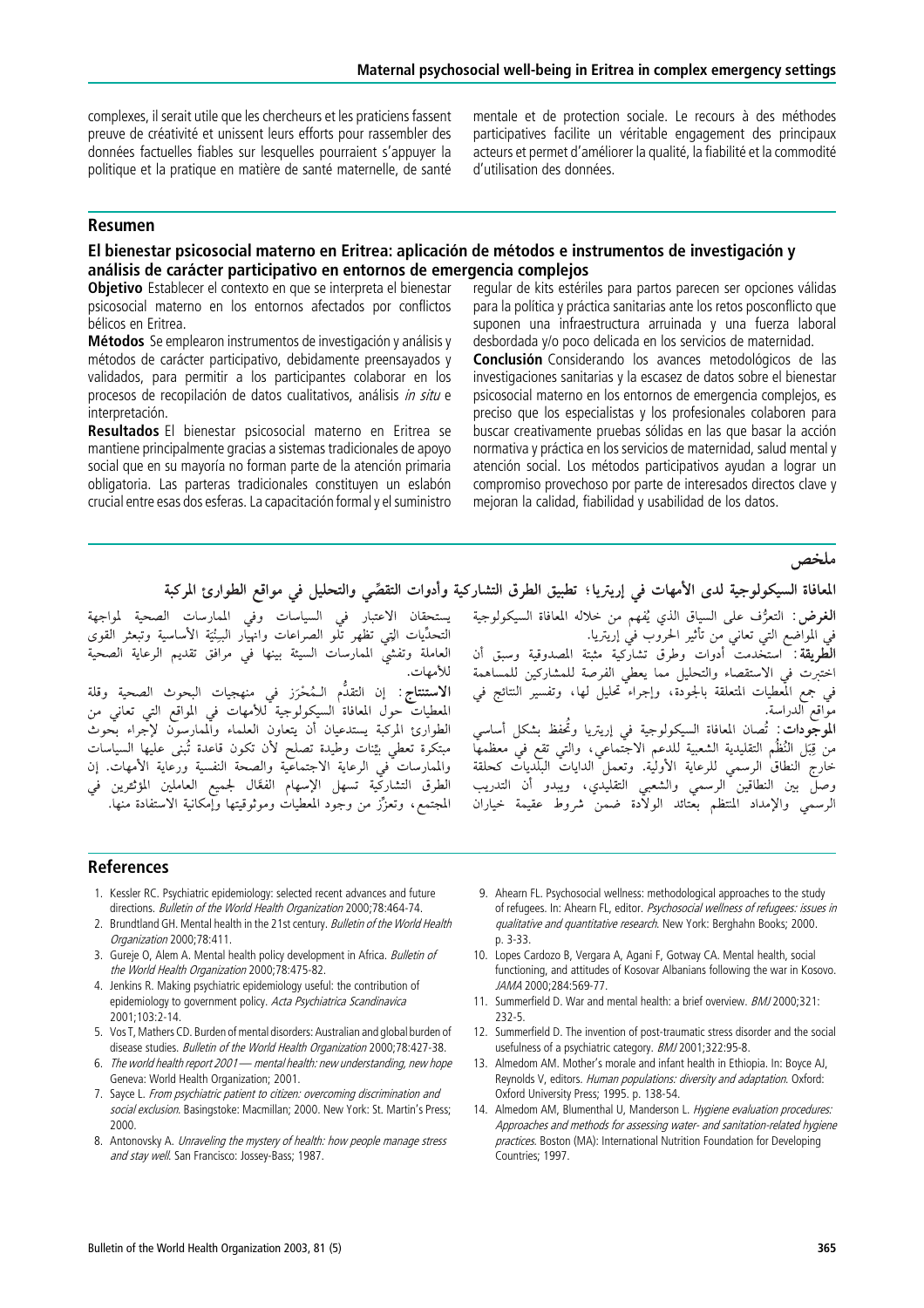complexes, il serait utile que les chercheurs et les praticiens fassent preuve de créativité et unissent leurs efforts pour rassembler des données factuelles fiables sur lesquelles pourraient s'appuyer la politique et la pratique en matière de santé maternelle, de santé mentale et de protection sociale. Le recours à des méthodes participatives facilite un véritable engagement des principaux acteurs et permet d'améliorer la qualité, la fiabilité et la commodité d'utilisation des données.

## Resumen

### El bienestar psicosocial materno en Eritrea: aplicación de métodos e instrumentos de investigación y análisis de carácter participativo en entornos de emergencia complejos

**Objetivo** Establecer el contexto en que se interpreta el bienestar psicosocial materno en los entornos afectados por conflictos bélicos en Eritrea.

**Métodos** Se emplearon instrumentos de investigación y análisis y métodos de carácter participativo, debidamente preensayados y validados, para permitir a los participantes colaborar en los procesos de recopilación de datos cualitativos, análisis *in situ* e interpretación.

**Resultados** El bienestar psicosocial materno en Eritrea se mantiene principalmente gracias a sistemas tradicionales de apoyo social que en su mayoría no forman parte de la atención primaria obligatoria. Las parteras tradicionales constituyen un eslabón crucial entre esas dos esferas. La capacitación formal y el suministro regular de kits estériles para partos parecen ser opciones válidas para la política y práctica sanitarias ante los retos posconflicto que suponen una infraestructura arruinada y una fuerza laboral desbordada y/o poco delicada en los servicios de maternidad.

**Conclusión** Considerando los avances metodológicos de las investigaciones sanitarias y la escasez de datos sobre el bienestar psicosocial materno en los entornos de emergencia complejos, es preciso que los especialistas y los profesionales colaboren para buscar creativamente pruebas sólidas en las que basar la acción normativa y práctica en los servicios de maternidad, salud mental y atención social. Los métodos participativos ayudan a lograr un compromiso provechoso por parte de interesados directos clave y mejoran la calidad, fiabilidad y usabilidad de los datos.

## ملخص

### المعافاة السيكولوجية لدى الأمهات في إريتريا؛ تطبيق الطرق التشاركية وأدوات التقصِّي والتحليل في مواقع الطوارئ المركبة

**الغرض:** التعرُّف على السياق الذي يُفهم من خلاله المعافاة السيكولوجية في المواضع التي تعاني من تأثير الحروب في إريتريا.

**الطريقة:** استخدمت أدوات وطرق تشاركية مثبتة المصدوقية وسبق أن اختبرت في الاستقصاء والتحليل مما يعطي الفرصة للمشاركين للمساهمة في جمع المعطيات المتعلقة بالجودة، وإجراء تحليل لها، وتفسير النتائج في مواقع الدراسة.

**الموجودات:** تُصان المعافاة السيكولوجية في إريتريا وتُحفظ بشكل أساسي من قِبَل النُّظُم التقليدية الشعبية للدعم الاجتماعي، والتي تقع في معظمها خارج النطاق الرسمي للرعاية الأولية. وتعمل الدايات البلديات كحلقة وصل بين النطاقين الرسمي والشعبي التقليدي، ويبدو أن التدريب الرسمي والإمداد المنتظم بعتائد الولادة ضمن شروط عقيمة خياران يستحقان الاعتبار في السياسات وفي الممارسات الصحية لمواجهة التحدِّيات التي تظهر تلو الصراعات وانهيار البنيْة الأساسية وتبعثر القوى العاملة وتفشي الممارسات السيئة بينها في مرافق تقديم الرعاية الصحية للأمهات.

**الاستنتاج:** إن التقدُّم المُحْرَز في منهجيات البحوث الصحية وقلة المعطيات حول المعافاة السيكولوجية للأمهات في المواقع التي تعاني من الطوارئ المركبة يستدعيان أن يتعاون العلماء والممارسون لإجراء بحوث مبتكرة تعطي بيِّنات وطيدة تصلح لأن تكون قاعدة تُبنى عليها السياسات والممارسات في الرعاية الاجتماعية والصحة النفسية ورعاية الأمهات. إن الطرق التشاركية تسهل الإسهام الفعَّال لجميع العاملين المؤثِّرين في المجتمع، وتعزِّز من وجود المعطيات وموثوقيتها وإمكانية الاستفادة منها.

## References

1. Kessler RC. Psychiatric epidemiology: selected recent advances and future directions. *Bulletin of the World Health Organization* 2000;78:464-74.
2. Brundtland GH. Mental health in the 21st century. *Bulletin of the World Health Organization* 2000;78:411.
3. Gureje O, Alem A. Mental health policy development in Africa. *Bulletin of the World Health Organization* 2000;78:475-82.
4. Jenkins R. Making psychiatric epidemiology useful: the contribution of epidemiology to government policy. *Acta Psychiatrica Scandinavica* 2001;103:2-14.
5. Vos T, Mathers CD. Burden of mental disorders: Australian and global burden of disease studies. *Bulletin of the World Health Organization* 2000;78:427-38.
6. *The world health report 2001 — mental health: new understanding, new hope* Geneva: World Health Organization; 2001.
7. Sayce L. *From psychiatric patient to citizen: overcoming discrimination and social exclusion*. Basingstoke: Macmillan; 2000. New York: St. Martin's Press; 2000.
8. Antonovsky A. *Unraveling the mystery of health: how people manage stress and stay well*. San Francisco: Jossey-Bass; 1987.
9. Ahearn FL. Psychosocial wellness: methodological approaches to the study of refugees. In: Ahearn FL, editor. *Psychosocial wellness of refugees: issues in qualitative and quantitative research*. New York: Berghahn Books; 2000. p. 3-33.
10. Lopes Cardozo B, Vergara A, Agani F, Gotway CA. Mental health, social functioning, and attitudes of Kosovar Albanians following the war in Kosovo. *JAMA* 2000;284:569-77.
11. Summerfield D. War and mental health: a brief overview. *BMJ* 2000;321: 232-5.
12. Summerfield D. The invention of post-traumatic stress disorder and the social usefulness of a psychiatric category. *BMJ* 2001;322:95-8.
13. Almedom AM. Mother's morale and infant health in Ethiopia. In: Boyce AJ, Reynolds V, editors. *Human populations: diversity and adaptation*. Oxford: Oxford University Press; 1995. p. 138-54.
14. Almedom AM, Blumenthal U, Manderson L. *Hygiene evaluation procedures: Approaches and methods for assessing water- and sanitation-related hygiene practices*. Boston (MA): International Nutrition Foundation for Developing Countries; 1997.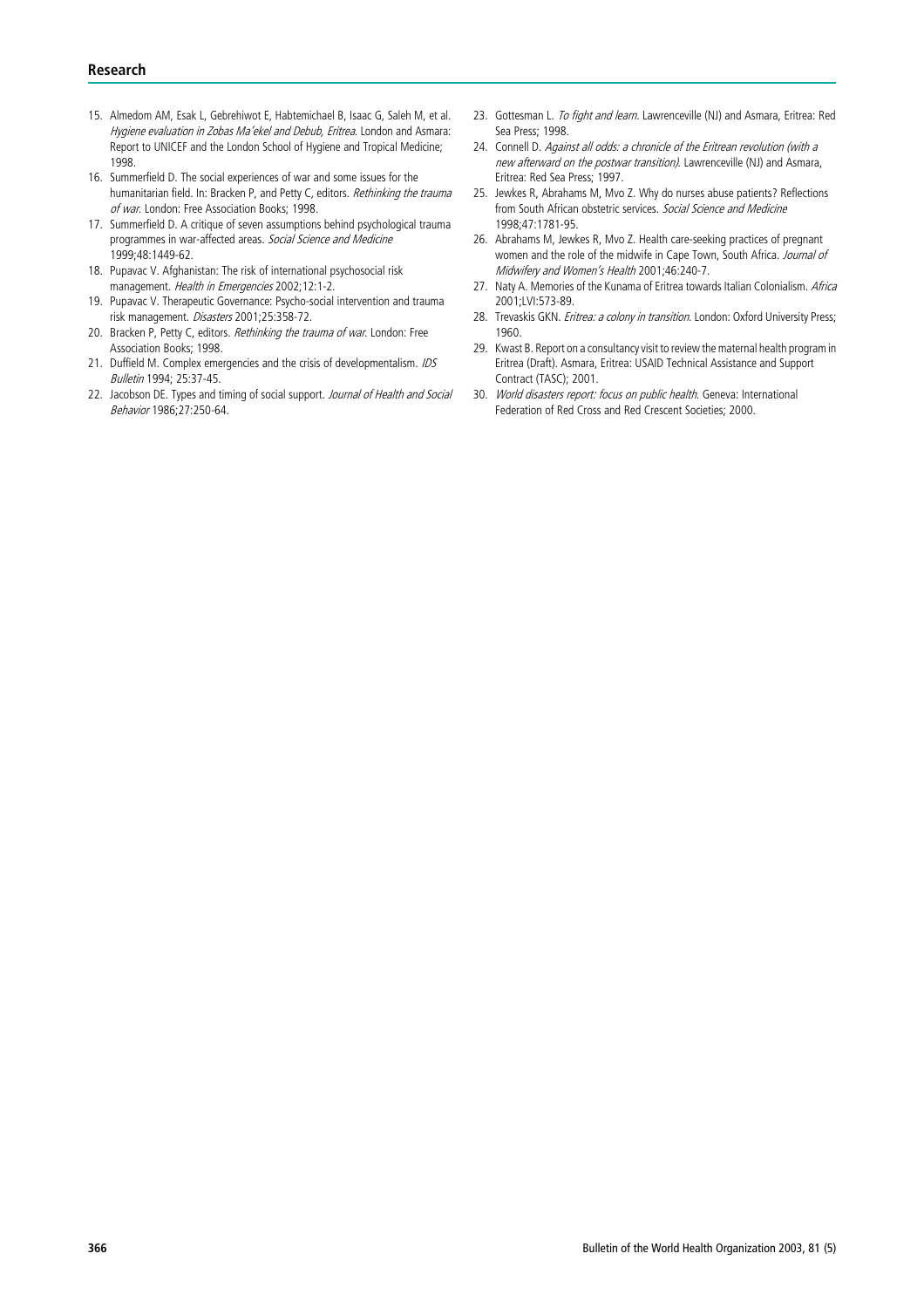15. Almedom AM, Esak L, Gebrehiwot E, Habtemichael B, Isaac G, Saleh M, et al. *Hygiene evaluation in Zobas Ma'ekel and Debub, Eritrea*. London and Asmara: Report to UNICEF and the London School of Hygiene and Tropical Medicine; 1998.
16. Summerfield D. The social experiences of war and some issues for the humanitarian field. In: Bracken P, and Petty C, editors. *Rethinking the trauma of war*. London: Free Association Books; 1998.
17. Summerfield D. A critique of seven assumptions behind psychological trauma programmes in war-affected areas. *Social Science and Medicine* 1999;48:1449-62.
18. Pupavac V. Afghanistan: The risk of international psychosocial risk management. *Health in Emergencies* 2002;12:1-2.
19. Pupavac V. Therapeutic Governance: Psycho-social intervention and trauma risk management. *Disasters* 2001;25:358-72.
20. Bracken P, Petty C, editors. *Rethinking the trauma of war*. London: Free Association Books; 1998.
21. Duffield M. Complex emergencies and the crisis of developmentalism. *IDS Bulletin* 1994; 25:37-45.
22. Jacobson DE. Types and timing of social support. *Journal of Health and Social Behavior* 1986;27:250-64.
23. Gottesman L. *To fight and learn*. Lawrenceville (NJ) and Asmara, Eritrea: Red Sea Press; 1998.
24. Connell D. *Against all odds: a chronicle of the Eritrean revolution (with a new afterward on the postwar transition)*. Lawrenceville (NJ) and Asmara, Eritrea: Red Sea Press; 1997.
25. Jewkes R, Abrahams M, Mvo Z. Why do nurses abuse patients? Reflections from South African obstetric services. *Social Science and Medicine* 1998;47:1781-95.
26. Abrahams M, Jewkes R, Mvo Z. Health care-seeking practices of pregnant women and the role of the midwife in Cape Town, South Africa. *Journal of Midwifery and Women's Health* 2001;46:240-7.
27. Naty A. Memories of the Kunama of Eritrea towards Italian Colonialism. *Africa* 2001;LVI:573-89.
28. Trevaskis GKN. *Eritrea: a colony in transition*. London: Oxford University Press; 1960.
29. Kwast B. Report on a consultancy visit to review the maternal health program in Eritrea (Draft). Asmara, Eritrea: USAID Technical Assistance and Support Contract (TASC); 2001.
30. *World disasters report: focus on public health*. Geneva: International Federation of Red Cross and Red Crescent Societies; 2000.